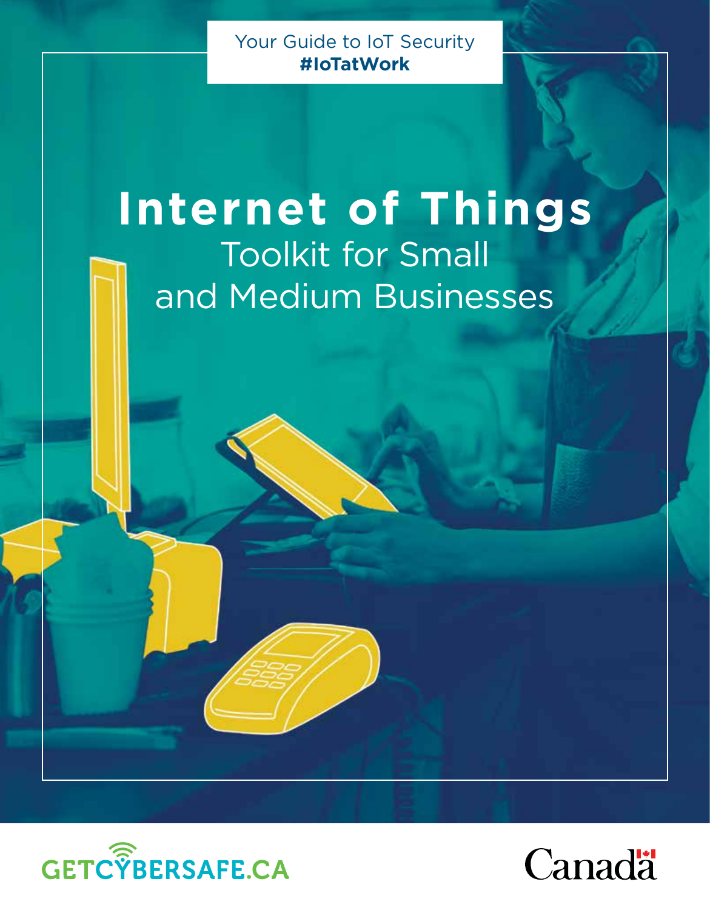Your Guide to IoT Security
**#IoTatWork**

# Internet of Things

## Toolkit for Small and Medium Businesses

GETCYBERSAFE.CA

Canada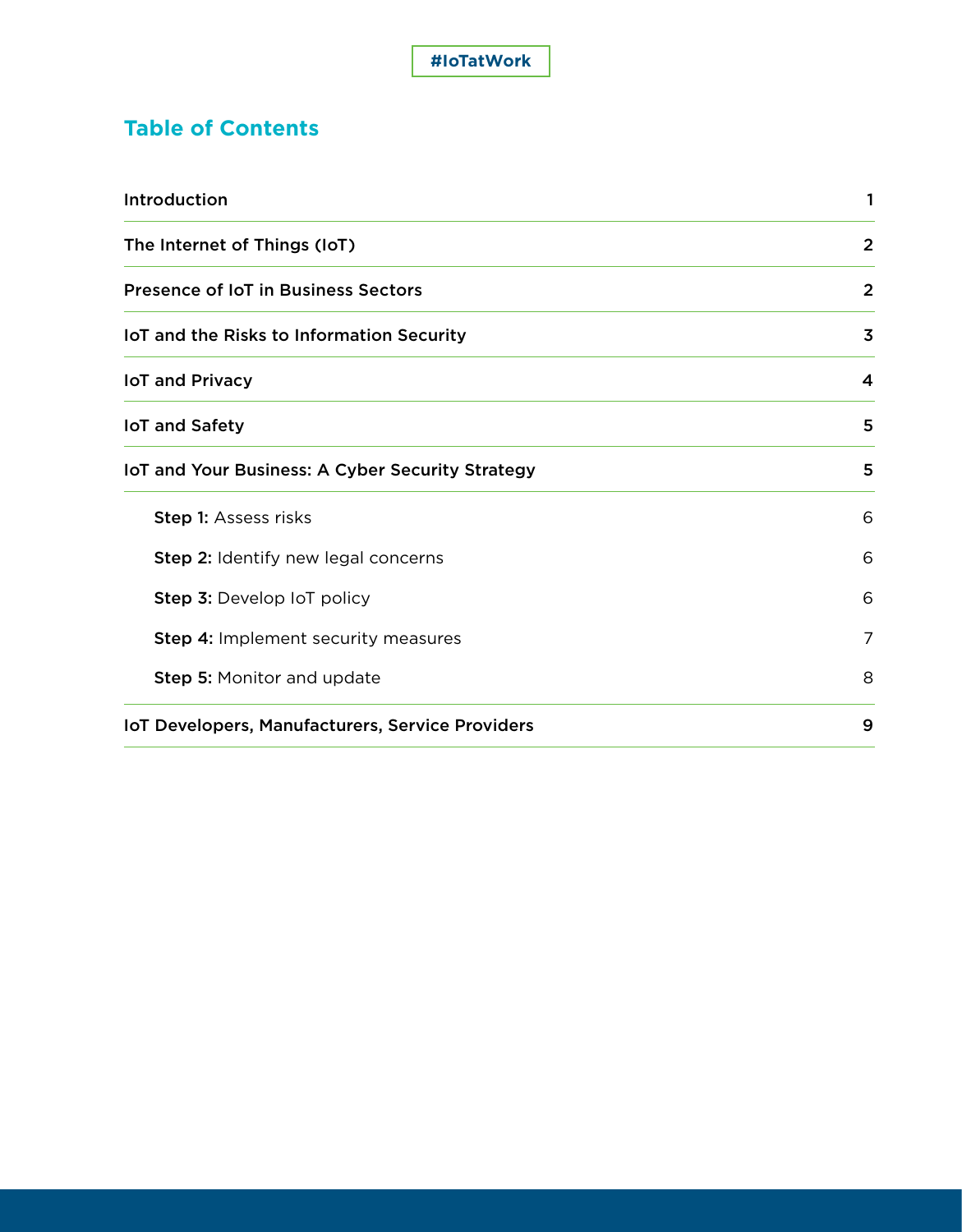#IoTatWork

## Table of Contents

| | |
|---|---|
| **Introduction** | **1** |
| **The Internet of Things (IoT)** | **2** |
| **Presence of IoT in Business Sectors** | **2** |
| **IoT and the Risks to Information Security** | **3** |
| **IoT and Privacy** | **4** |
| **IoT and Safety** | **5** |
| **IoT and Your Business: A Cyber Security Strategy** | **5** |
| **Step 1:** Assess risks | 6 |
| **Step 2:** Identify new legal concerns | 6 |
| **Step 3:** Develop IoT policy | 6 |
| **Step 4:** Implement security measures | 7 |
| **Step 5:** Monitor and update | 8 |
| **IoT Developers, Manufacturers, Service Providers** | **9** |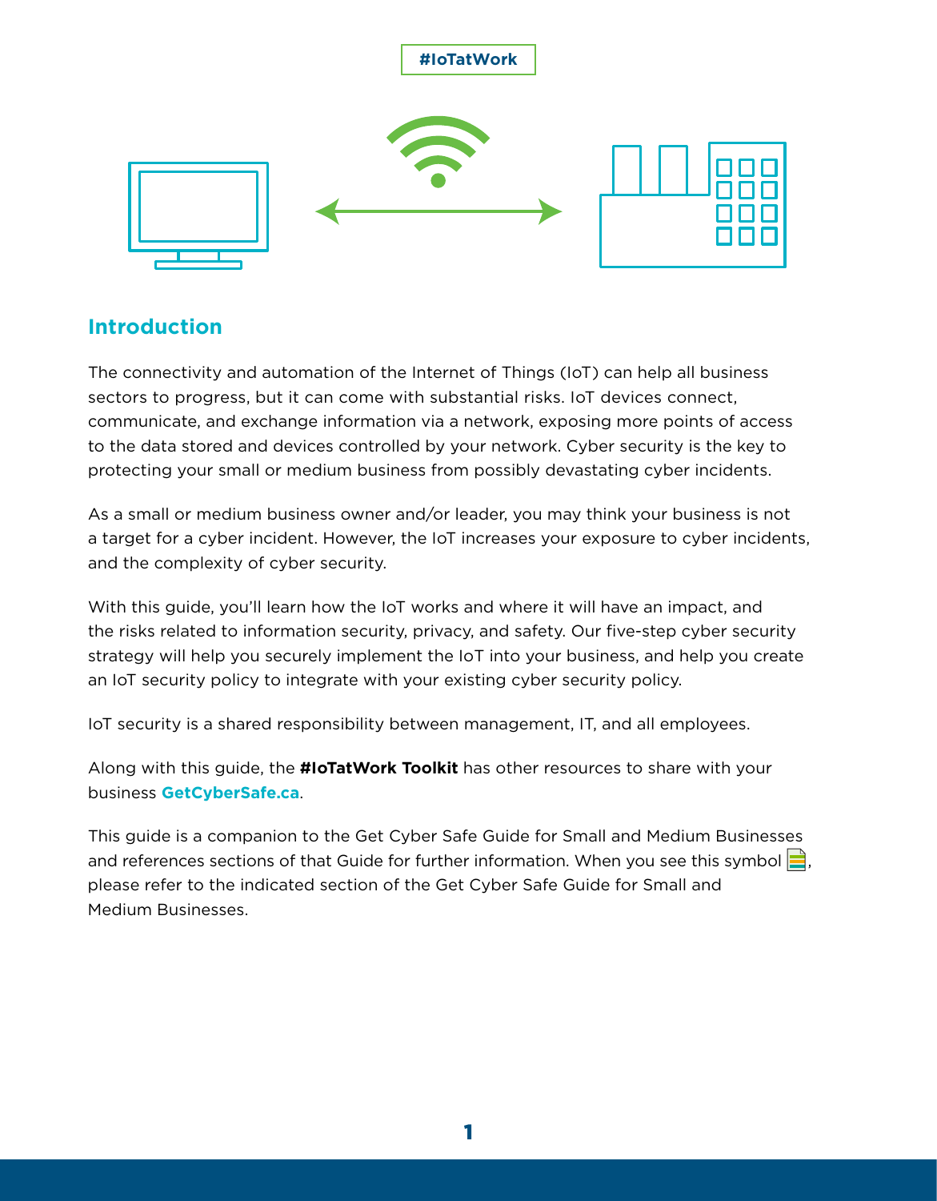#IoTatWork

## Introduction

The connectivity and automation of the Internet of Things (IoT) can help all business sectors to progress, but it can come with substantial risks. IoT devices connect, communicate, and exchange information via a network, exposing more points of access to the data stored and devices controlled by your network. Cyber security is the key to protecting your small or medium business from possibly devastating cyber incidents.

As a small or medium business owner and/or leader, you may think your business is not a target for a cyber incident. However, the IoT increases your exposure to cyber incidents, and the complexity of cyber security.

With this guide, you'll learn how the IoT works and where it will have an impact, and the risks related to information security, privacy, and safety. Our five-step cyber security strategy will help you securely implement the IoT into your business, and help you create an IoT security policy to integrate with your existing cyber security policy.

IoT security is a shared responsibility between management, IT, and all employees.

Along with this guide, the **#IoTatWork Toolkit** has other resources to share with your business **GetCyberSafe.ca**.

This guide is a companion to the Get Cyber Safe Guide for Small and Medium Businesses and references sections of that Guide for further information. When you see this symbol, please refer to the indicated section of the Get Cyber Safe Guide for Small and Medium Businesses.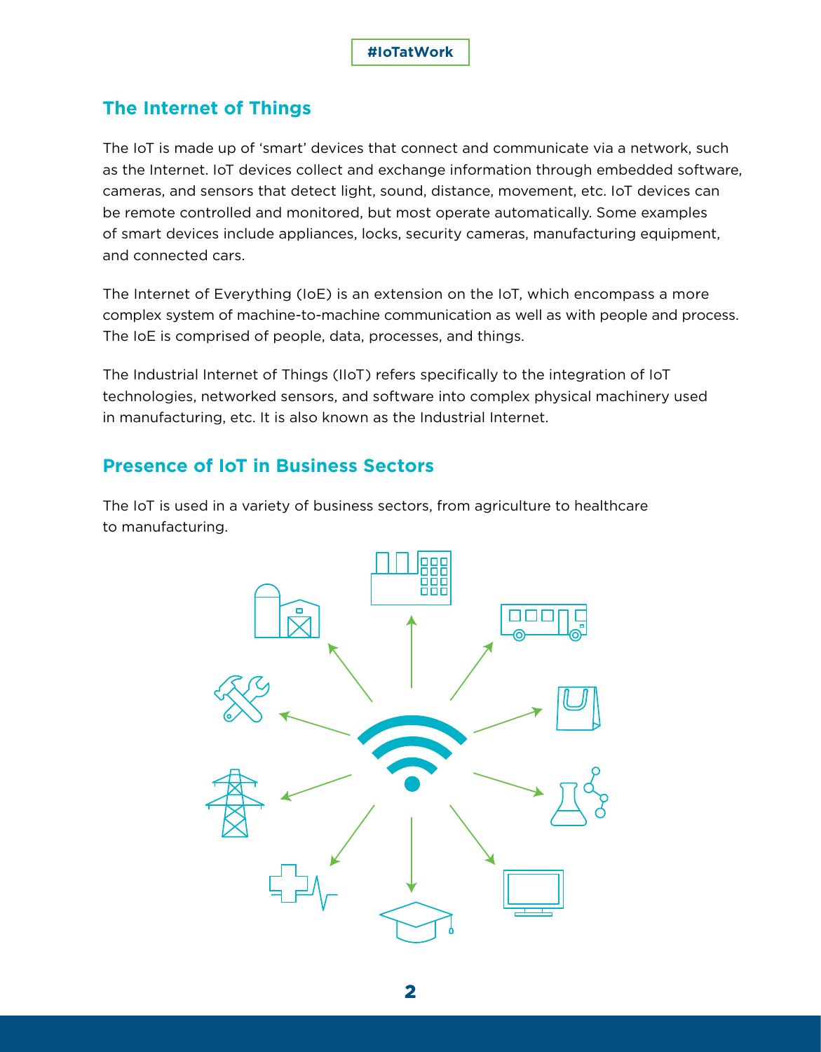#IoTatWork

## The Internet of Things

The IoT is made up of 'smart' devices that connect and communicate via a network, such as the Internet. IoT devices collect and exchange information through embedded software, cameras, and sensors that detect light, sound, distance, movement, etc. IoT devices can be remote controlled and monitored, but most operate automatically. Some examples of smart devices include appliances, locks, security cameras, manufacturing equipment, and connected cars.

The Internet of Everything (IoE) is an extension on the IoT, which encompass a more complex system of machine-to-machine communication as well as with people and process. The IoE is comprised of people, data, processes, and things.

The Industrial Internet of Things (IIoT) refers specifically to the integration of IoT technologies, networked sensors, and software into complex physical machinery used in manufacturing, etc. It is also known as the Industrial Internet.

## Presence of IoT in Business Sectors

The IoT is used in a variety of business sectors, from agriculture to healthcare to manufacturing.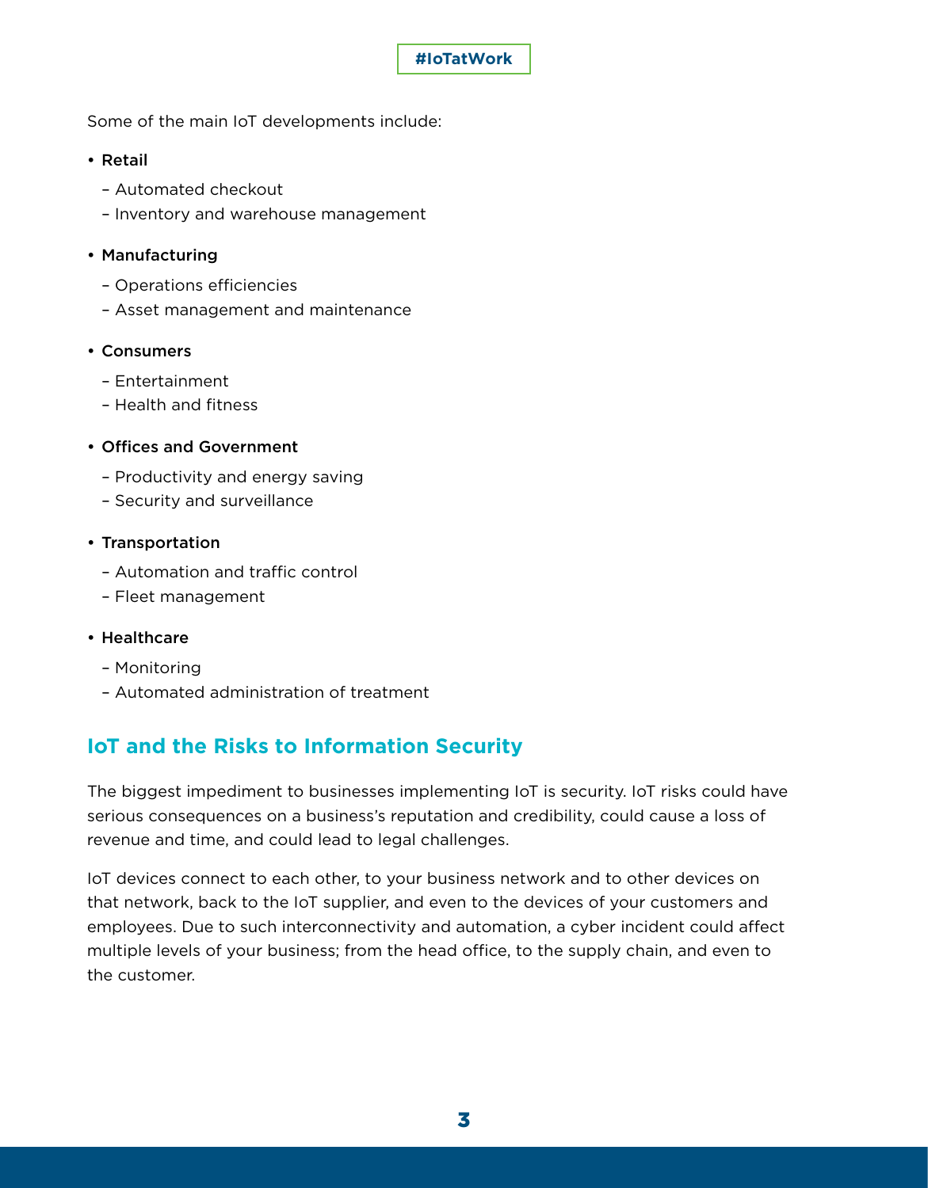Some of the main IoT developments include:

- **Retail**
  - Automated checkout
  - Inventory and warehouse management
- **Manufacturing**
  - Operations efficiencies
  - Asset management and maintenance
- **Consumers**
  - Entertainment
  - Health and fitness
- **Offices and Government**
  - Productivity and energy saving
  - Security and surveillance
- **Transportation**
  - Automation and traffic control
  - Fleet management
- **Healthcare**
  - Monitoring
  - Automated administration of treatment

## IoT and the Risks to Information Security

The biggest impediment to businesses implementing IoT is security. IoT risks could have serious consequences on a business's reputation and credibility, could cause a loss of revenue and time, and could lead to legal challenges.

IoT devices connect to each other, to your business network and to other devices on that network, back to the IoT supplier, and even to the devices of your customers and employees. Due to such interconnectivity and automation, a cyber incident could affect multiple levels of your business; from the head office, to the supply chain, and even to the customer.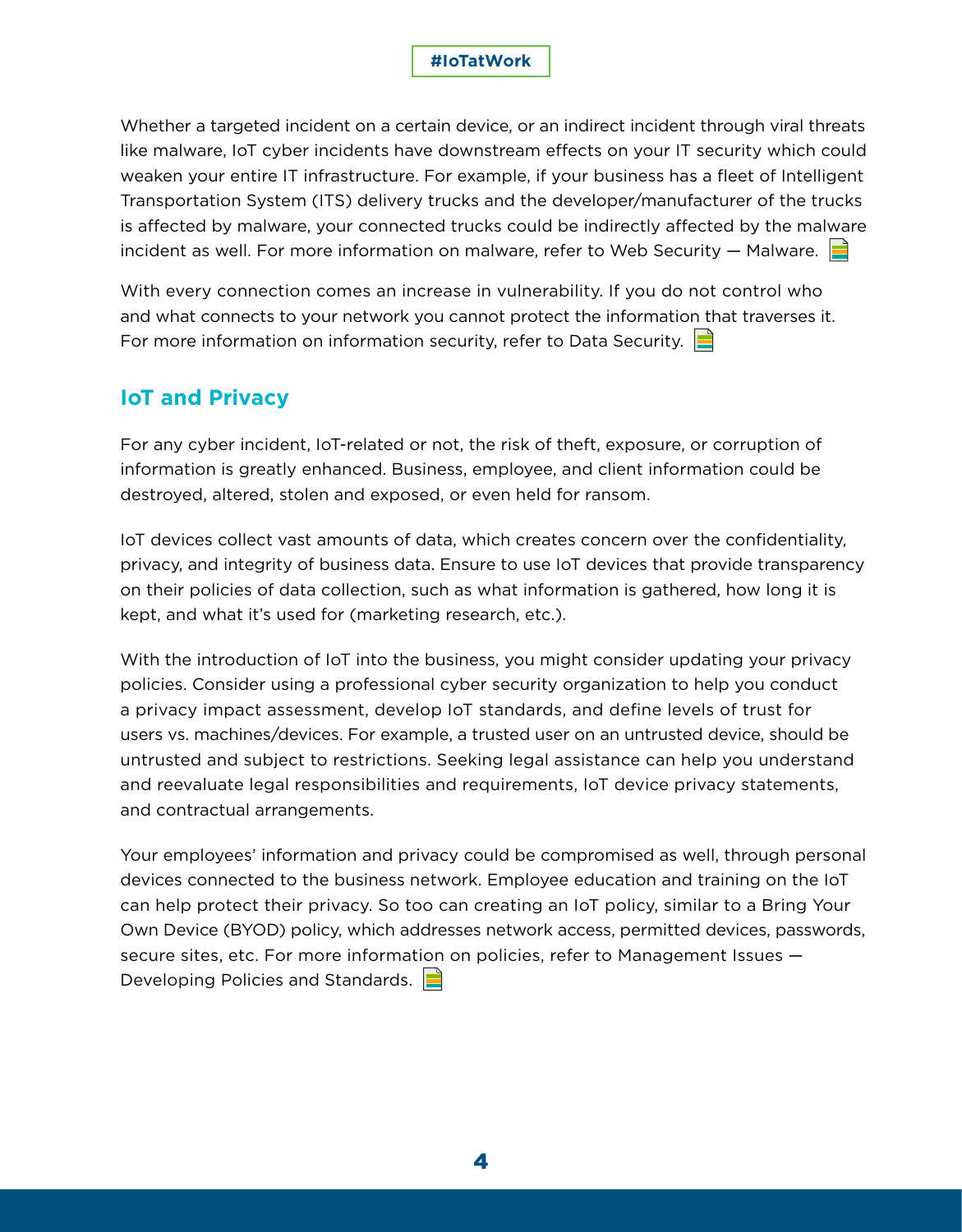Whether a targeted incident on a certain device, or an indirect incident through viral threats like malware, IoT cyber incidents have downstream effects on your IT security which could weaken your entire IT infrastructure. For example, if your business has a fleet of Intelligent Transportation System (ITS) delivery trucks and the developer/manufacturer of the trucks is affected by malware, your connected trucks could be indirectly affected by the malware incident as well. For more information on malware, refer to Web Security — Malware.

With every connection comes an increase in vulnerability. If you do not control who and what connects to your network you cannot protect the information that traverses it. For more information on information security, refer to Data Security.

## IoT and Privacy

For any cyber incident, IoT-related or not, the risk of theft, exposure, or corruption of information is greatly enhanced. Business, employee, and client information could be destroyed, altered, stolen and exposed, or even held for ransom.

IoT devices collect vast amounts of data, which creates concern over the confidentiality, privacy, and integrity of business data. Ensure to use IoT devices that provide transparency on their policies of data collection, such as what information is gathered, how long it is kept, and what it's used for (marketing research, etc.).

With the introduction of IoT into the business, you might consider updating your privacy policies. Consider using a professional cyber security organization to help you conduct a privacy impact assessment, develop IoT standards, and define levels of trust for users vs. machines/devices. For example, a trusted user on an untrusted device, should be untrusted and subject to restrictions. Seeking legal assistance can help you understand and reevaluate legal responsibilities and requirements, IoT device privacy statements, and contractual arrangements.

Your employees' information and privacy could be compromised as well, through personal devices connected to the business network. Employee education and training on the IoT can help protect their privacy. So too can creating an IoT policy, similar to a Bring Your Own Device (BYOD) policy, which addresses network access, permitted devices, passwords, secure sites, etc. For more information on policies, refer to Management Issues — Developing Policies and Standards.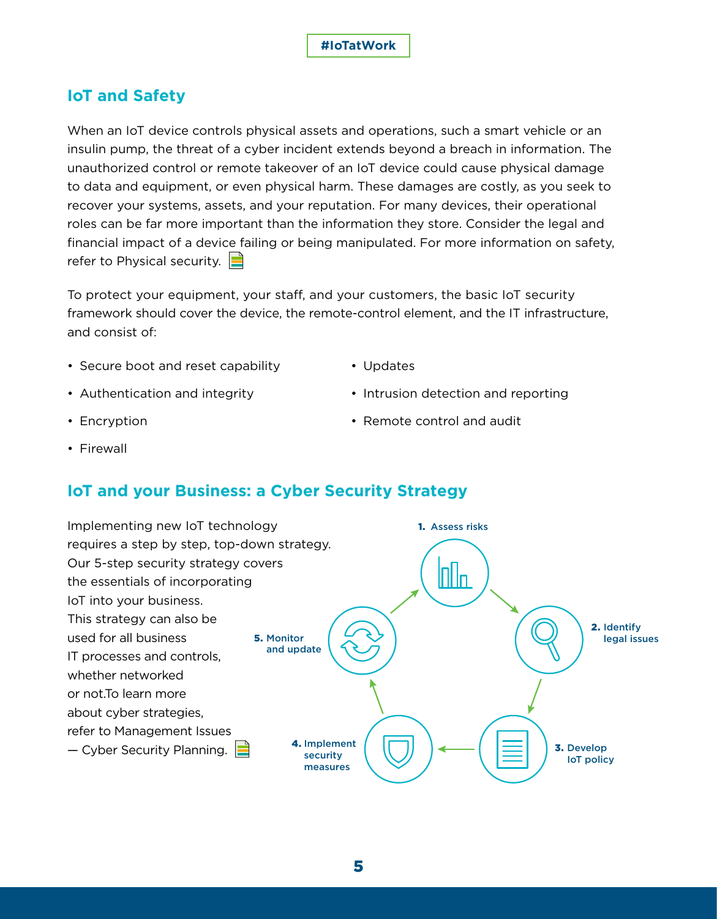#IoTatWork

## IoT and Safety

When an IoT device controls physical assets and operations, such a smart vehicle or an insulin pump, the threat of a cyber incident extends beyond a breach in information. The unauthorized control or remote takeover of an IoT device could cause physical damage to data and equipment, or even physical harm. These damages are costly, as you seek to recover your systems, assets, and your reputation. For many devices, their operational roles can be far more important than the information they store. Consider the legal and financial impact of a device failing or being manipulated. For more information on safety, refer to Physical security.

To protect your equipment, your staff, and your customers, the basic IoT security framework should cover the device, the remote-control element, and the IT infrastructure, and consist of:

- Secure boot and reset capability
- Authentication and integrity
- Encryption
- Firewall
- Updates
- Intrusion detection and reporting
- Remote control and audit

## IoT and your Business: a Cyber Security Strategy

Implementing new IoT technology requires a step by step, top-down strategy. Our 5-step security strategy covers the essentials of incorporating IoT into your business. This strategy can also be used for all business IT processes and controls, whether networked or not.To learn more about cyber strategies, refer to Management Issues — Cyber Security Planning.

1. Assess risks
2. Identify legal issues
3. Develop IoT policy
4. Implement security measures
5. Monitor and update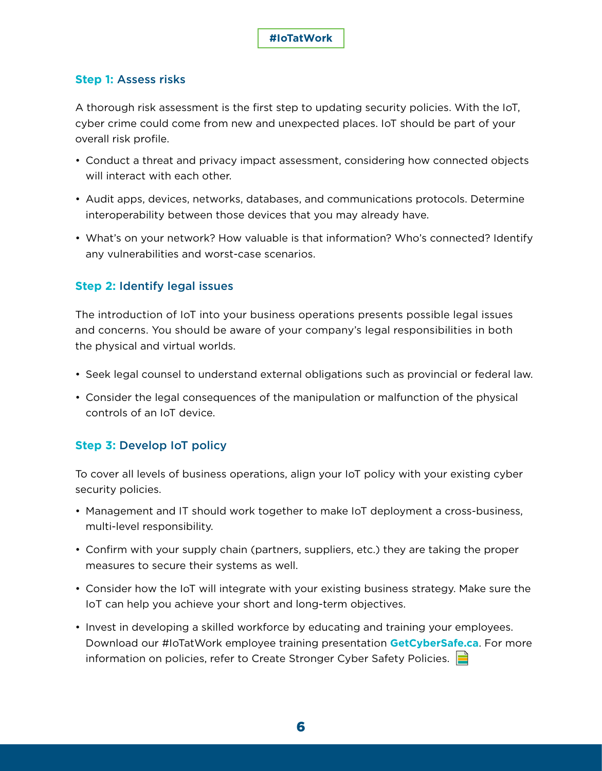### Step 1: Assess risks

A thorough risk assessment is the first step to updating security policies. With the IoT, cyber crime could come from new and unexpected places. IoT should be part of your overall risk profile.

- Conduct a threat and privacy impact assessment, considering how connected objects will interact with each other.
- Audit apps, devices, networks, databases, and communications protocols. Determine interoperability between those devices that you may already have.
- What's on your network? How valuable is that information? Who's connected? Identify any vulnerabilities and worst-case scenarios.

### Step 2: Identify legal issues

The introduction of IoT into your business operations presents possible legal issues and concerns. You should be aware of your company's legal responsibilities in both the physical and virtual worlds.

- Seek legal counsel to understand external obligations such as provincial or federal law.
- Consider the legal consequences of the manipulation or malfunction of the physical controls of an IoT device.

### Step 3: Develop IoT policy

To cover all levels of business operations, align your IoT policy with your existing cyber security policies.

- Management and IT should work together to make IoT deployment a cross-business, multi-level responsibility.
- Confirm with your supply chain (partners, suppliers, etc.) they are taking the proper measures to secure their systems as well.
- Consider how the IoT will integrate with your existing business strategy. Make sure the IoT can help you achieve your short and long-term objectives.
- Invest in developing a skilled workforce by educating and training your employees. Download our #IoTatWork employee training presentation **GetCyberSafe.ca**. For more information on policies, refer to Create Stronger Cyber Safety Policies.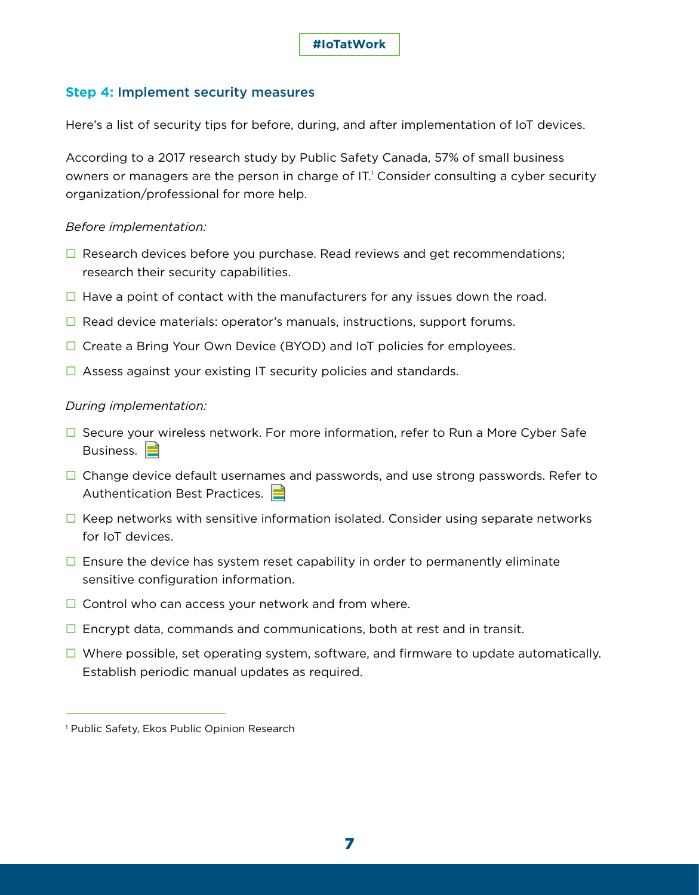## Step 4: Implement security measures

Here's a list of security tips for before, during, and after implementation of IoT devices.

According to a 2017 research study by Public Safety Canada, 57% of small business owners or managers are the person in charge of IT.[1] Consider consulting a cyber security organization/professional for more help.

*Before implementation:*

- ☐ Research devices before you purchase. Read reviews and get recommendations; research their security capabilities.
- ☐ Have a point of contact with the manufacturers for any issues down the road.
- ☐ Read device materials: operator's manuals, instructions, support forums.
- ☐ Create a Bring Your Own Device (BYOD) and IoT policies for employees.
- ☐ Assess against your existing IT security policies and standards.

*During implementation:*

- ☐ Secure your wireless network. For more information, refer to Run a More Cyber Safe Business.
- ☐ Change device default usernames and passwords, and use strong passwords. Refer to Authentication Best Practices.
- ☐ Keep networks with sensitive information isolated. Consider using separate networks for IoT devices.
- ☐ Ensure the device has system reset capability in order to permanently eliminate sensitive configuration information.
- ☐ Control who can access your network and from where.
- ☐ Encrypt data, commands and communications, both at rest and in transit.
- ☐ Where possible, set operating system, software, and firmware to update automatically. Establish periodic manual updates as required.

[1] Public Safety, Ekos Public Opinion Research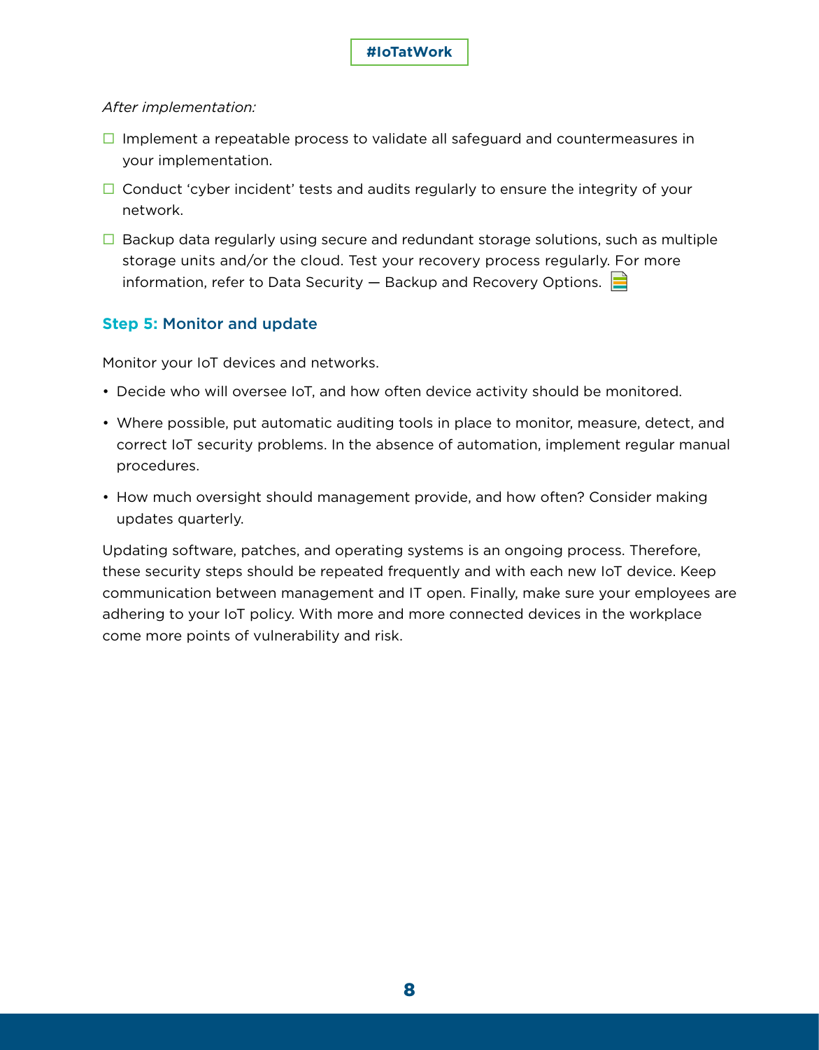*After implementation:*

- ☐ Implement a repeatable process to validate all safeguard and countermeasures in your implementation.
- ☐ Conduct 'cyber incident' tests and audits regularly to ensure the integrity of your network.
- ☐ Backup data regularly using secure and redundant storage solutions, such as multiple storage units and/or the cloud. Test your recovery process regularly. For more information, refer to Data Security — Backup and Recovery Options.

### **Step 5:** Monitor and update

Monitor your IoT devices and networks.

- Decide who will oversee IoT, and how often device activity should be monitored.
- Where possible, put automatic auditing tools in place to monitor, measure, detect, and correct IoT security problems. In the absence of automation, implement regular manual procedures.
- How much oversight should management provide, and how often? Consider making updates quarterly.

Updating software, patches, and operating systems is an ongoing process. Therefore, these security steps should be repeated frequently and with each new IoT device. Keep communication between management and IT open. Finally, make sure your employees are adhering to your IoT policy. With more and more connected devices in the workplace come more points of vulnerability and risk.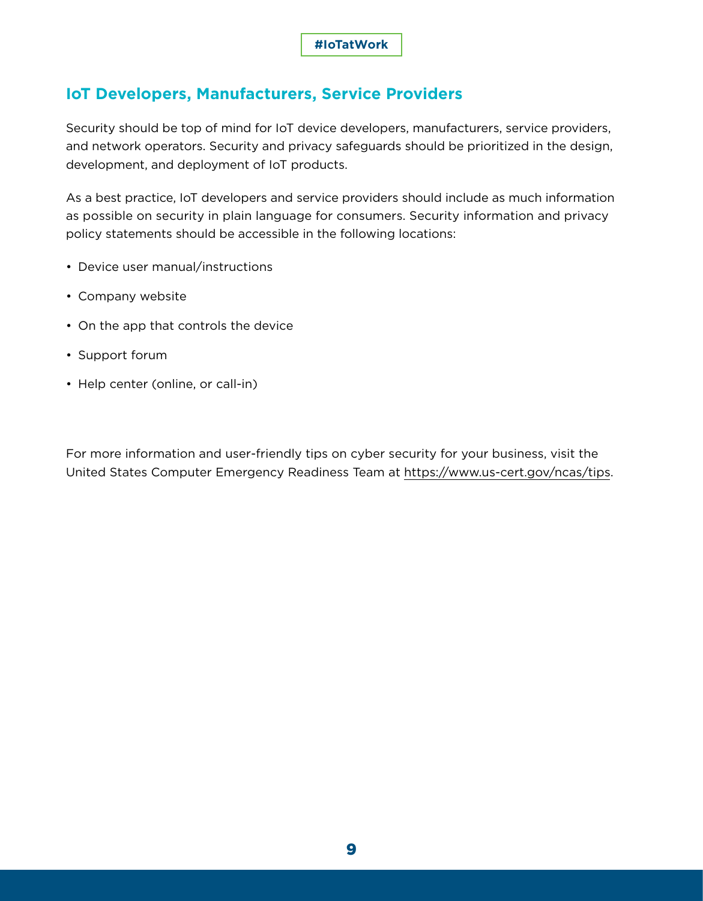#IoTatWork

## IoT Developers, Manufacturers, Service Providers

Security should be top of mind for IoT device developers, manufacturers, service providers, and network operators. Security and privacy safeguards should be prioritized in the design, development, and deployment of IoT products.

As a best practice, IoT developers and service providers should include as much information as possible on security in plain language for consumers. Security information and privacy policy statements should be accessible in the following locations:

- Device user manual/instructions
- Company website
- On the app that controls the device
- Support forum
- Help center (online, or call-in)

For more information and user-friendly tips on cyber security for your business, visit the United States Computer Emergency Readiness Team at https://www.us-cert.gov/ncas/tips.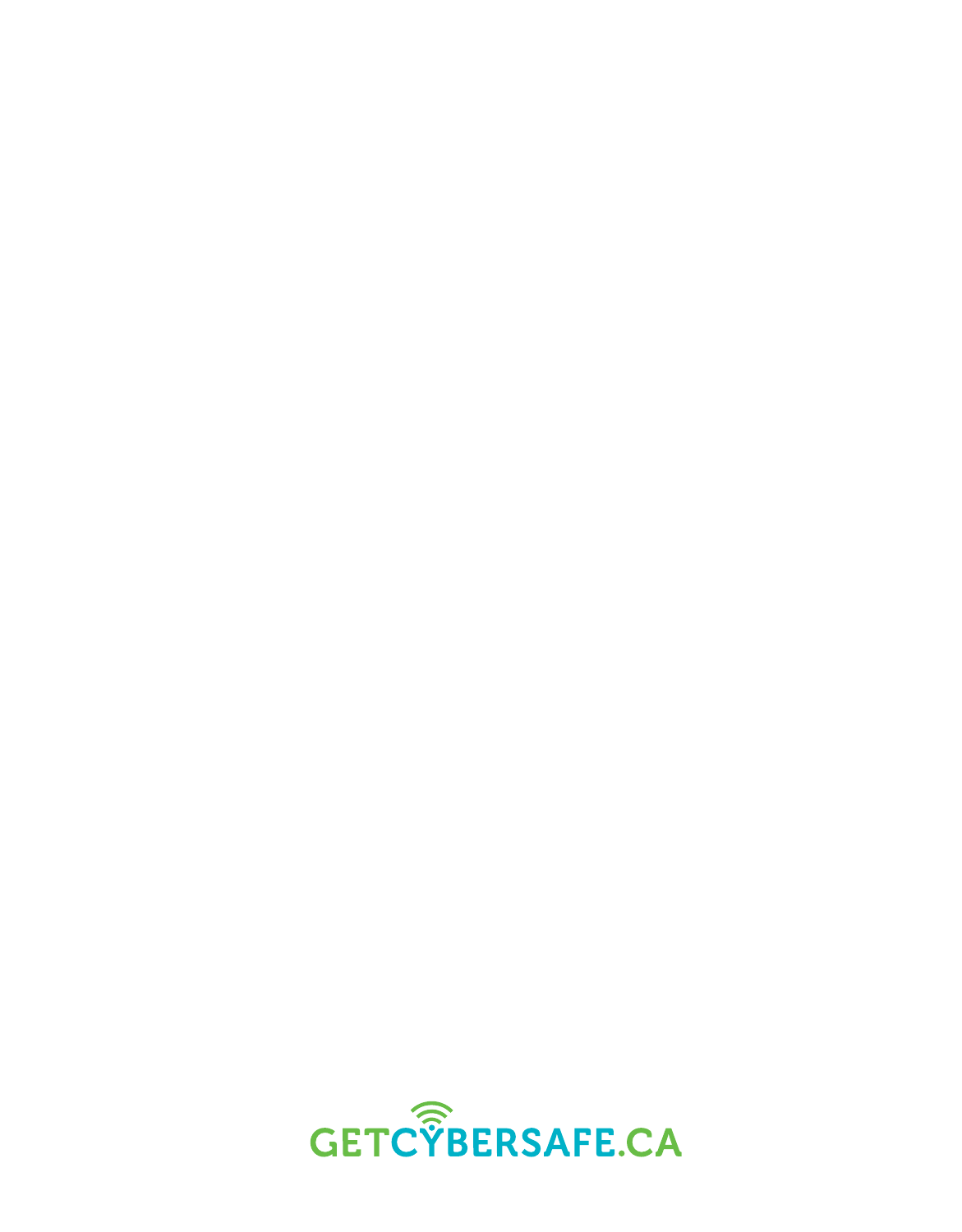GETCYBERSAFE.CA